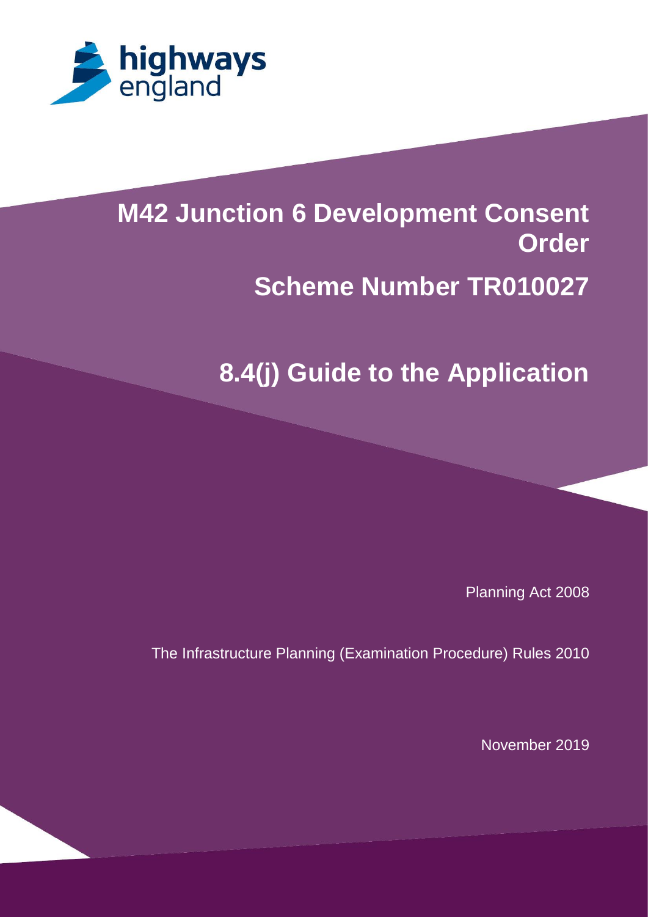highways england

# M42 Junction 6 Development Consent Order

## Scheme Number TR010027

# 8.4(j) Guide to the Application

Planning Act 2008

The Infrastructure Planning (Examination Procedure) Rules 2010

November 2019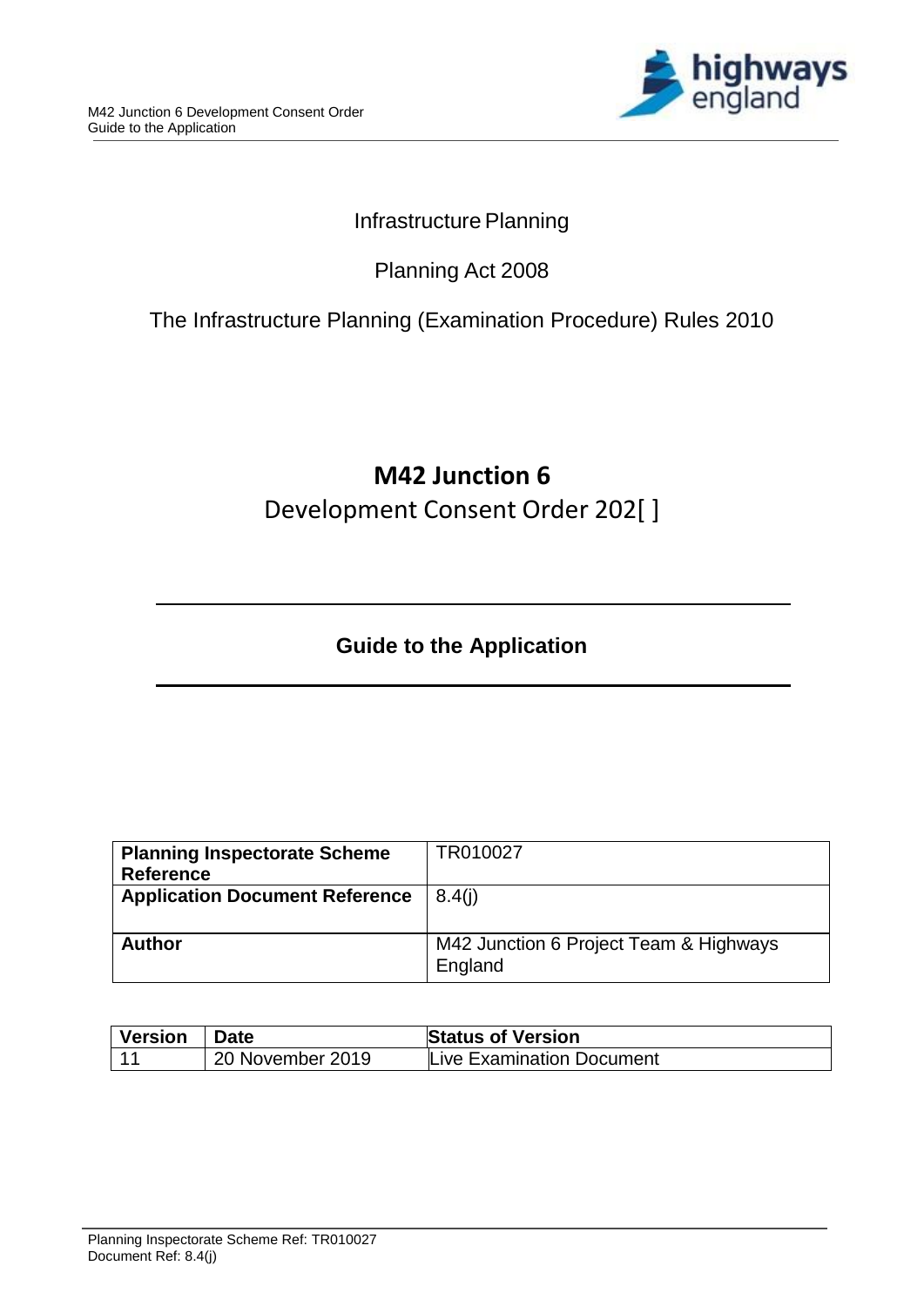Infrastructure Planning

Planning Act 2008

The Infrastructure Planning (Examination Procedure) Rules 2010

# M42 Junction 6

Development Consent Order 202[ ]

## Guide to the Application

| **Planning Inspectorate Scheme Reference** | TR010027 |
|---|---|
| **Application Document Reference** | 8.4(j) |
| **Author** | M42 Junction 6 Project Team & Highways England |

| **Version** | **Date** | **Status of Version** |
|---|---|---|
| 11 | 20 November 2019 | Live Examination Document |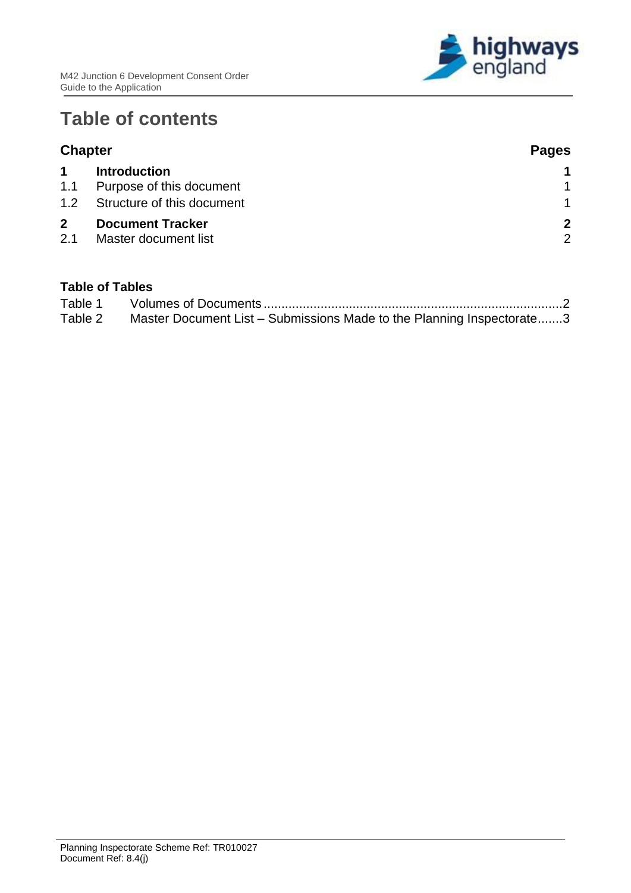# Table of contents

| Chapter | | Pages |
|---|---|---|
| **1** | **Introduction** | **1** |
| 1.1 | Purpose of this document | 1 |
| 1.2 | Structure of this document | 1 |
| **2** | **Document Tracker** | **2** |
| 2.1 | Master document list | 2 |

**Table of Tables**

Table 1 Volumes of Documents ....................................................................................2

Table 2 Master Document List – Submissions Made to the Planning Inspectorate.......3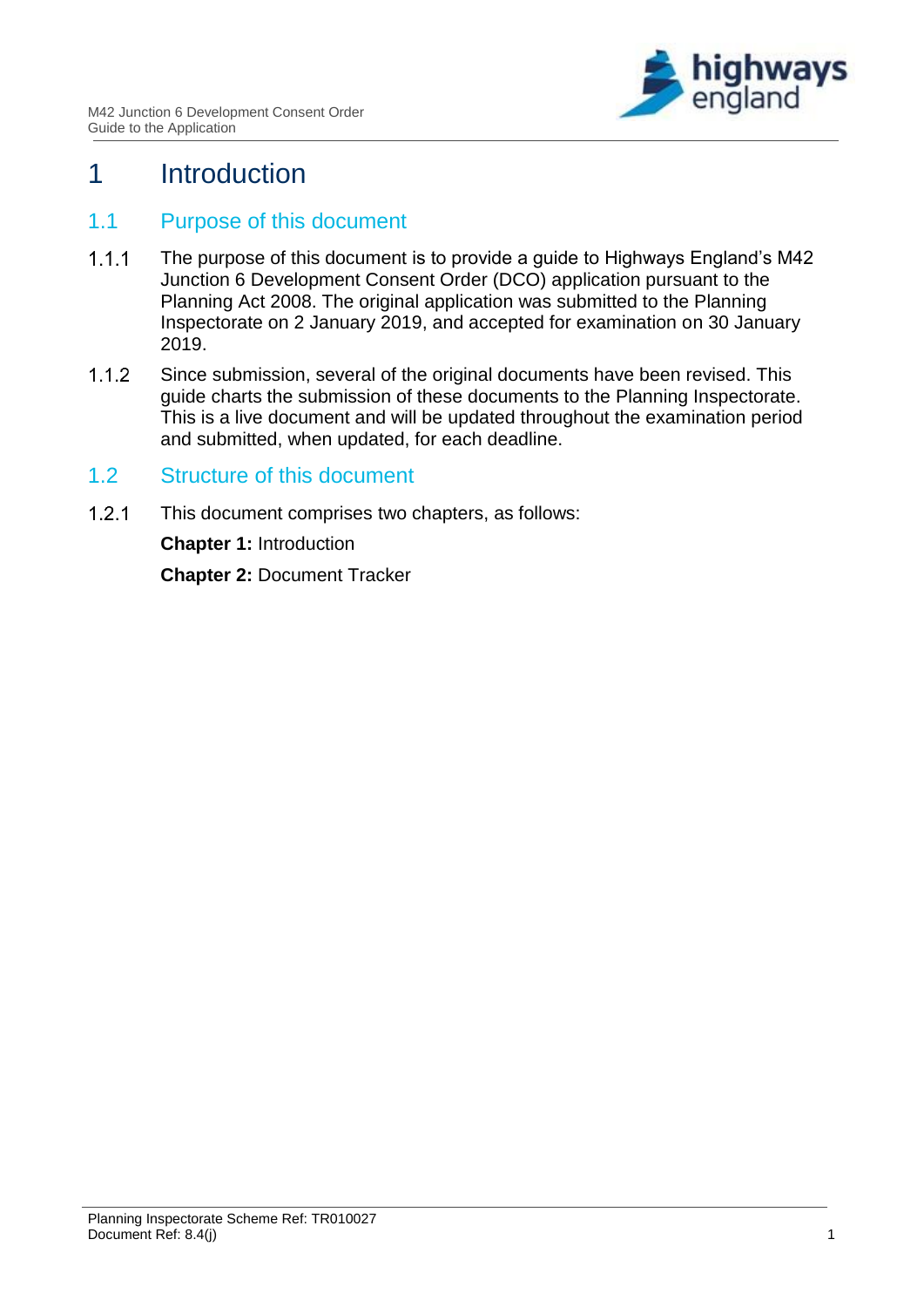# 1 Introduction

## 1.1 Purpose of this document

1.1.1 The purpose of this document is to provide a guide to Highways England's M42 Junction 6 Development Consent Order (DCO) application pursuant to the Planning Act 2008. The original application was submitted to the Planning Inspectorate on 2 January 2019, and accepted for examination on 30 January 2019.

1.1.2 Since submission, several of the original documents have been revised. This guide charts the submission of these documents to the Planning Inspectorate. This is a live document and will be updated throughout the examination period and submitted, when updated, for each deadline.

## 1.2 Structure of this document

1.2.1 This document comprises two chapters, as follows:

**Chapter 1:** Introduction

**Chapter 2:** Document Tracker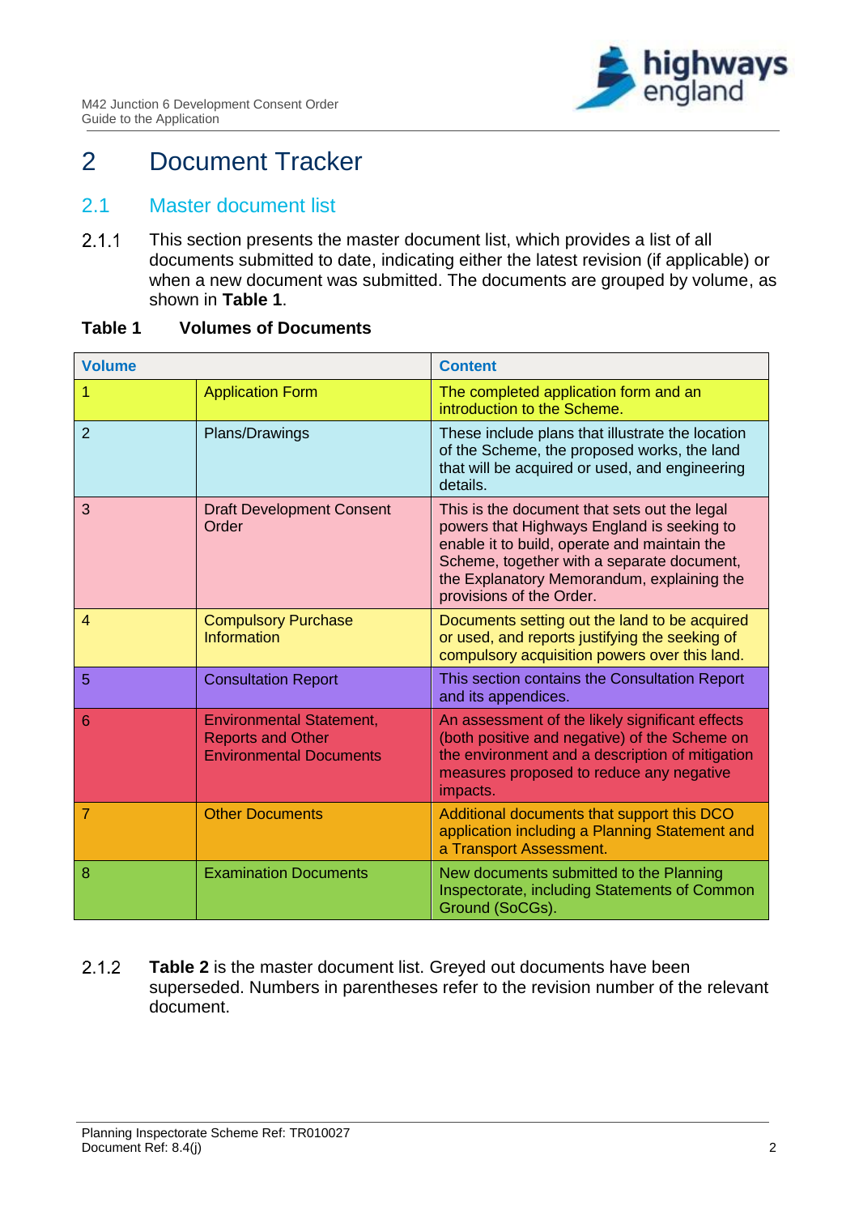# 2 Document Tracker

## 2.1 Master document list

2.1.1 This section presents the master document list, which provides a list of all documents submitted to date, indicating either the latest revision (if applicable) or when a new document was submitted. The documents are grouped by volume, as shown in **Table 1**.

**Table 1 Volumes of Documents**

| Volume | | Content |
|---|---|---|
| 1 | Application Form | The completed application form and an introduction to the Scheme. |
| 2 | Plans/Drawings | These include plans that illustrate the location of the Scheme, the proposed works, the land that will be acquired or used, and engineering details. |
| 3 | Draft Development Consent Order | This is the document that sets out the legal powers that Highways England is seeking to enable it to build, operate and maintain the Scheme, together with a separate document, the Explanatory Memorandum, explaining the provisions of the Order. |
| 4 | Compulsory Purchase Information | Documents setting out the land to be acquired or used, and reports justifying the seeking of compulsory acquisition powers over this land. |
| 5 | Consultation Report | This section contains the Consultation Report and its appendices. |
| 6 | Environmental Statement, Reports and Other Environmental Documents | An assessment of the likely significant effects (both positive and negative) of the Scheme on the environment and a description of mitigation measures proposed to reduce any negative impacts. |
| 7 | Other Documents | Additional documents that support this DCO application including a Planning Statement and a Transport Assessment. |
| 8 | Examination Documents | New documents submitted to the Planning Inspectorate, including Statements of Common Ground (SoCGs). |

2.1.2 **Table 2** is the master document list. Greyed out documents have been superseded. Numbers in parentheses refer to the revision number of the relevant document.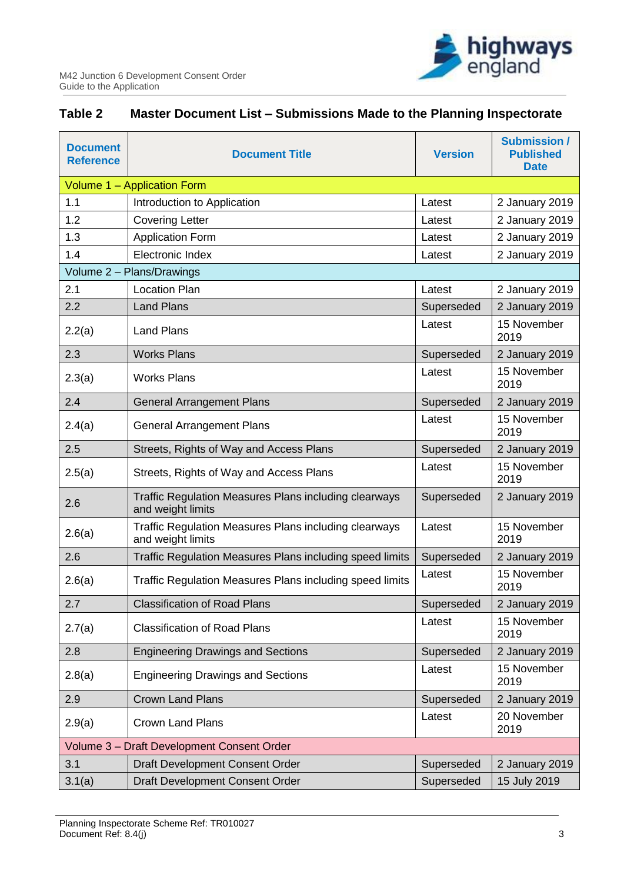## Table 2 Master Document List – Submissions Made to the Planning Inspectorate

| Document Reference | Document Title | Version | Submission / Published Date |
|---|---|---|---|
| Volume 1 – Application Form | | | |
| 1.1 | Introduction to Application | Latest | 2 January 2019 |
| 1.2 | Covering Letter | Latest | 2 January 2019 |
| 1.3 | Application Form | Latest | 2 January 2019 |
| 1.4 | Electronic Index | Latest | 2 January 2019 |
| Volume 2 – Plans/Drawings | | | |
| 2.1 | Location Plan | Latest | 2 January 2019 |
| 2.2 | Land Plans | Superseded | 2 January 2019 |
| 2.2(a) | Land Plans | Latest | 15 November 2019 |
| 2.3 | Works Plans | Superseded | 2 January 2019 |
| 2.3(a) | Works Plans | Latest | 15 November 2019 |
| 2.4 | General Arrangement Plans | Superseded | 2 January 2019 |
| 2.4(a) | General Arrangement Plans | Latest | 15 November 2019 |
| 2.5 | Streets, Rights of Way and Access Plans | Superseded | 2 January 2019 |
| 2.5(a) | Streets, Rights of Way and Access Plans | Latest | 15 November 2019 |
| 2.6 | Traffic Regulation Measures Plans including clearways and weight limits | Superseded | 2 January 2019 |
| 2.6(a) | Traffic Regulation Measures Plans including clearways and weight limits | Latest | 15 November 2019 |
| 2.6 | Traffic Regulation Measures Plans including speed limits | Superseded | 2 January 2019 |
| 2.6(a) | Traffic Regulation Measures Plans including speed limits | Latest | 15 November 2019 |
| 2.7 | Classification of Road Plans | Superseded | 2 January 2019 |
| 2.7(a) | Classification of Road Plans | Latest | 15 November 2019 |
| 2.8 | Engineering Drawings and Sections | Superseded | 2 January 2019 |
| 2.8(a) | Engineering Drawings and Sections | Latest | 15 November 2019 |
| 2.9 | Crown Land Plans | Superseded | 2 January 2019 |
| 2.9(a) | Crown Land Plans | Latest | 20 November 2019 |
| Volume 3 – Draft Development Consent Order | | | |
| 3.1 | Draft Development Consent Order | Superseded | 2 January 2019 |
| 3.1(a) | Draft Development Consent Order | Superseded | 15 July 2019 |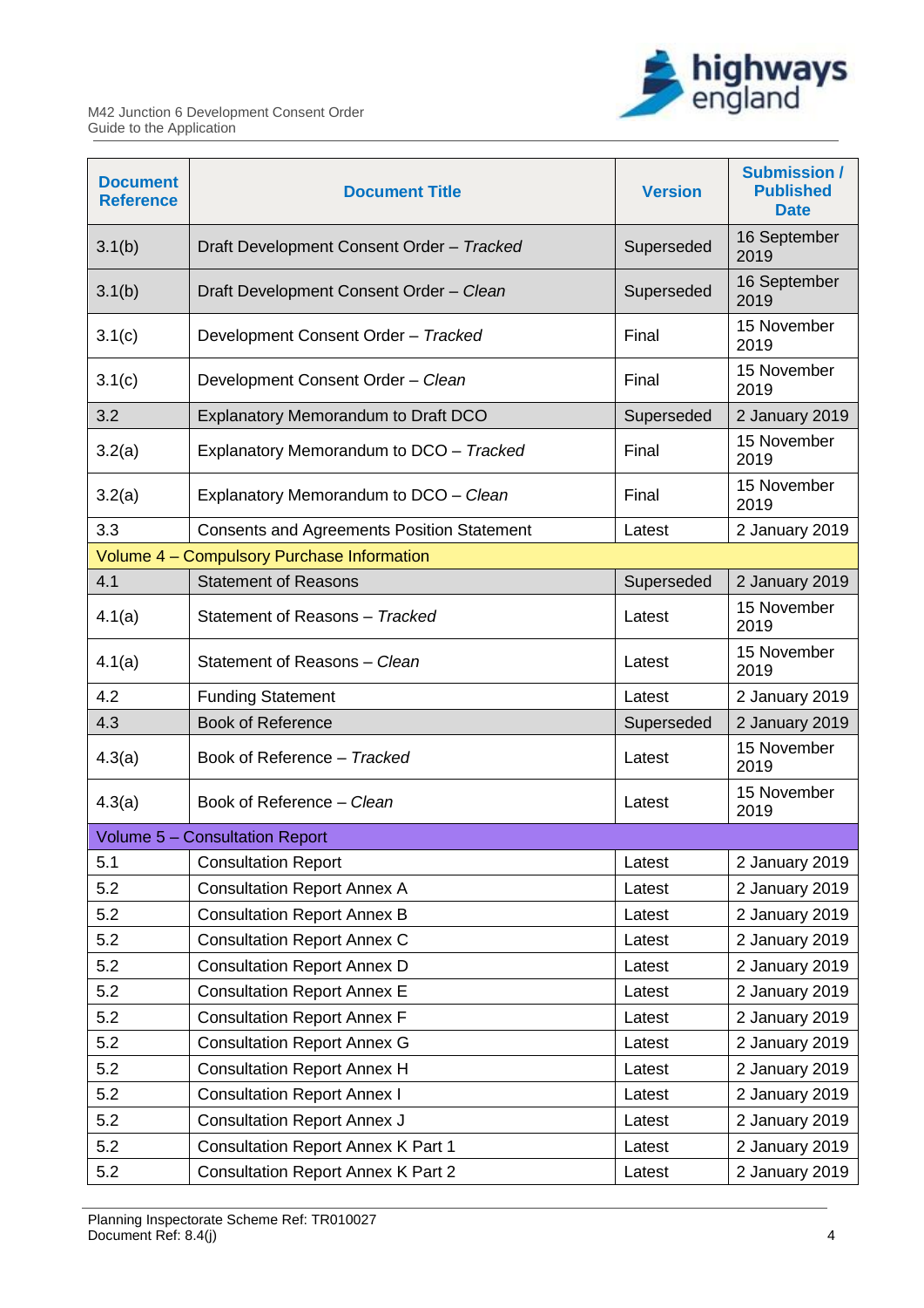| Document Reference | Document Title | Version | Submission / Published Date |
|---|---|---|---|
| 3.1(b) | Draft Development Consent Order – *Tracked* | Superseded | 16 September 2019 |
| 3.1(b) | Draft Development Consent Order – *Clean* | Superseded | 16 September 2019 |
| 3.1(c) | Development Consent Order – *Tracked* | Final | 15 November 2019 |
| 3.1(c) | Development Consent Order – *Clean* | Final | 15 November 2019 |
| 3.2 | Explanatory Memorandum to Draft DCO | Superseded | 2 January 2019 |
| 3.2(a) | Explanatory Memorandum to DCO – *Tracked* | Final | 15 November 2019 |
| 3.2(a) | Explanatory Memorandum to DCO – *Clean* | Final | 15 November 2019 |
| 3.3 | Consents and Agreements Position Statement | Latest | 2 January 2019 |
| Volume 4 – Compulsory Purchase Information | | | |
| 4.1 | Statement of Reasons | Superseded | 2 January 2019 |
| 4.1(a) | Statement of Reasons – *Tracked* | Latest | 15 November 2019 |
| 4.1(a) | Statement of Reasons – *Clean* | Latest | 15 November 2019 |
| 4.2 | Funding Statement | Latest | 2 January 2019 |
| 4.3 | Book of Reference | Superseded | 2 January 2019 |
| 4.3(a) | Book of Reference – *Tracked* | Latest | 15 November 2019 |
| 4.3(a) | Book of Reference – *Clean* | Latest | 15 November 2019 |
| Volume 5 – Consultation Report | | | |
| 5.1 | Consultation Report | Latest | 2 January 2019 |
| 5.2 | Consultation Report Annex A | Latest | 2 January 2019 |
| 5.2 | Consultation Report Annex B | Latest | 2 January 2019 |
| 5.2 | Consultation Report Annex C | Latest | 2 January 2019 |
| 5.2 | Consultation Report Annex D | Latest | 2 January 2019 |
| 5.2 | Consultation Report Annex E | Latest | 2 January 2019 |
| 5.2 | Consultation Report Annex F | Latest | 2 January 2019 |
| 5.2 | Consultation Report Annex G | Latest | 2 January 2019 |
| 5.2 | Consultation Report Annex H | Latest | 2 January 2019 |
| 5.2 | Consultation Report Annex I | Latest | 2 January 2019 |
| 5.2 | Consultation Report Annex J | Latest | 2 January 2019 |
| 5.2 | Consultation Report Annex K Part 1 | Latest | 2 January 2019 |
| 5.2 | Consultation Report Annex K Part 2 | Latest | 2 January 2019 |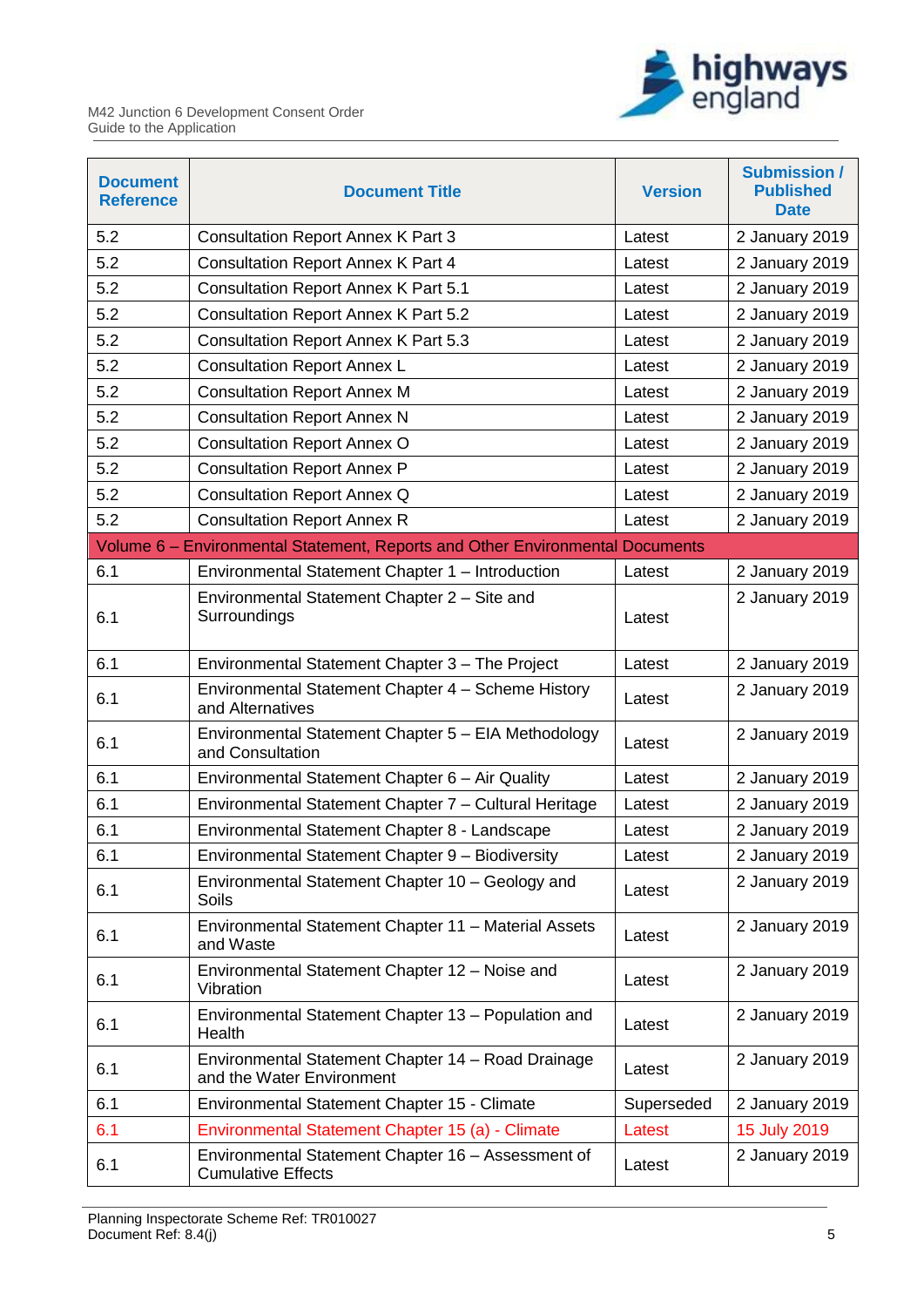| Document Reference | Document Title | Version | Submission / Published Date |
|---|---|---|---|
| 5.2 | Consultation Report Annex K Part 3 | Latest | 2 January 2019 |
| 5.2 | Consultation Report Annex K Part 4 | Latest | 2 January 2019 |
| 5.2 | Consultation Report Annex K Part 5.1 | Latest | 2 January 2019 |
| 5.2 | Consultation Report Annex K Part 5.2 | Latest | 2 January 2019 |
| 5.2 | Consultation Report Annex K Part 5.3 | Latest | 2 January 2019 |
| 5.2 | Consultation Report Annex L | Latest | 2 January 2019 |
| 5.2 | Consultation Report Annex M | Latest | 2 January 2019 |
| 5.2 | Consultation Report Annex N | Latest | 2 January 2019 |
| 5.2 | Consultation Report Annex O | Latest | 2 January 2019 |
| 5.2 | Consultation Report Annex P | Latest | 2 January 2019 |
| 5.2 | Consultation Report Annex Q | Latest | 2 January 2019 |
| 5.2 | Consultation Report Annex R | Latest | 2 January 2019 |
| Volume 6 – Environmental Statement, Reports and Other Environmental Documents | | | |
| 6.1 | Environmental Statement Chapter 1 – Introduction | Latest | 2 January 2019 |
| 6.1 | Environmental Statement Chapter 2 – Site and Surroundings | Latest | 2 January 2019 |
| 6.1 | Environmental Statement Chapter 3 – The Project | Latest | 2 January 2019 |
| 6.1 | Environmental Statement Chapter 4 – Scheme History and Alternatives | Latest | 2 January 2019 |
| 6.1 | Environmental Statement Chapter 5 – EIA Methodology and Consultation | Latest | 2 January 2019 |
| 6.1 | Environmental Statement Chapter 6 – Air Quality | Latest | 2 January 2019 |
| 6.1 | Environmental Statement Chapter 7 – Cultural Heritage | Latest | 2 January 2019 |
| 6.1 | Environmental Statement Chapter 8 - Landscape | Latest | 2 January 2019 |
| 6.1 | Environmental Statement Chapter 9 – Biodiversity | Latest | 2 January 2019 |
| 6.1 | Environmental Statement Chapter 10 – Geology and Soils | Latest | 2 January 2019 |
| 6.1 | Environmental Statement Chapter 11 – Material Assets and Waste | Latest | 2 January 2019 |
| 6.1 | Environmental Statement Chapter 12 – Noise and Vibration | Latest | 2 January 2019 |
| 6.1 | Environmental Statement Chapter 13 – Population and Health | Latest | 2 January 2019 |
| 6.1 | Environmental Statement Chapter 14 – Road Drainage and the Water Environment | Latest | 2 January 2019 |
| 6.1 | Environmental Statement Chapter 15 - Climate | Superseded | 2 January 2019 |
| 6.1 | Environmental Statement Chapter 15 (a) - Climate | Latest | 15 July 2019 |
| 6.1 | Environmental Statement Chapter 16 – Assessment of Cumulative Effects | Latest | 2 January 2019 |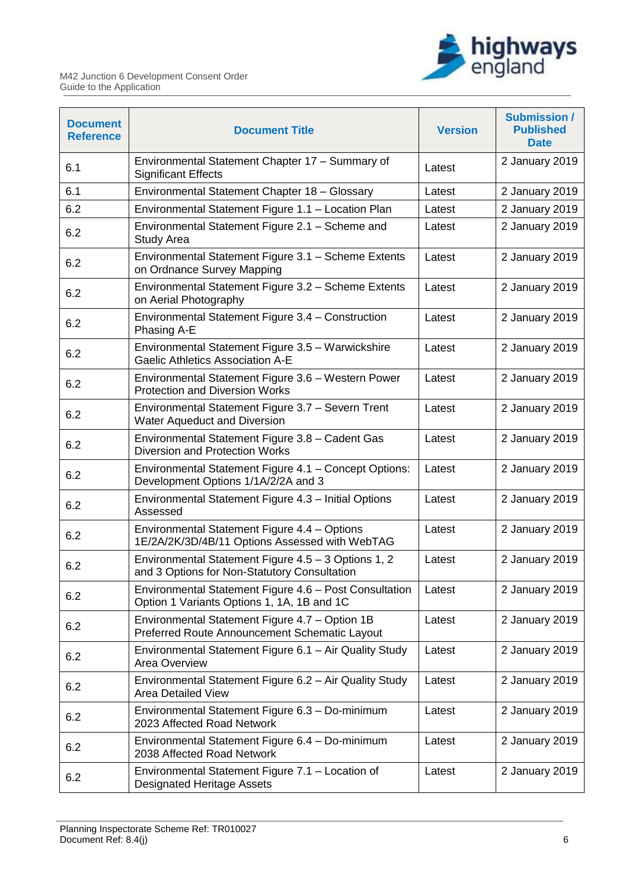| Document Reference | Document Title | Version | Submission / Published Date |
|---|---|---|---|
| 6.1 | Environmental Statement Chapter 17 – Summary of Significant Effects | Latest | 2 January 2019 |
| 6.1 | Environmental Statement Chapter 18 – Glossary | Latest | 2 January 2019 |
| 6.2 | Environmental Statement Figure 1.1 – Location Plan | Latest | 2 January 2019 |
| 6.2 | Environmental Statement Figure 2.1 – Scheme and Study Area | Latest | 2 January 2019 |
| 6.2 | Environmental Statement Figure 3.1 – Scheme Extents on Ordnance Survey Mapping | Latest | 2 January 2019 |
| 6.2 | Environmental Statement Figure 3.2 – Scheme Extents on Aerial Photography | Latest | 2 January 2019 |
| 6.2 | Environmental Statement Figure 3.4 – Construction Phasing A-E | Latest | 2 January 2019 |
| 6.2 | Environmental Statement Figure 3.5 – Warwickshire Gaelic Athletics Association A-E | Latest | 2 January 2019 |
| 6.2 | Environmental Statement Figure 3.6 – Western Power Protection and Diversion Works | Latest | 2 January 2019 |
| 6.2 | Environmental Statement Figure 3.7 – Severn Trent Water Aqueduct and Diversion | Latest | 2 January 2019 |
| 6.2 | Environmental Statement Figure 3.8 – Cadent Gas Diversion and Protection Works | Latest | 2 January 2019 |
| 6.2 | Environmental Statement Figure 4.1 – Concept Options: Development Options 1/1A/2/2A and 3 | Latest | 2 January 2019 |
| 6.2 | Environmental Statement Figure 4.3 – Initial Options Assessed | Latest | 2 January 2019 |
| 6.2 | Environmental Statement Figure 4.4 – Options 1E/2A/2K/3D/4B/11 Options Assessed with WebTAG | Latest | 2 January 2019 |
| 6.2 | Environmental Statement Figure 4.5 – 3 Options 1, 2 and 3 Options for Non-Statutory Consultation | Latest | 2 January 2019 |
| 6.2 | Environmental Statement Figure 4.6 – Post Consultation Option 1 Variants Options 1, 1A, 1B and 1C | Latest | 2 January 2019 |
| 6.2 | Environmental Statement Figure 4.7 – Option 1B Preferred Route Announcement Schematic Layout | Latest | 2 January 2019 |
| 6.2 | Environmental Statement Figure 6.1 – Air Quality Study Area Overview | Latest | 2 January 2019 |
| 6.2 | Environmental Statement Figure 6.2 – Air Quality Study Area Detailed View | Latest | 2 January 2019 |
| 6.2 | Environmental Statement Figure 6.3 – Do-minimum 2023 Affected Road Network | Latest | 2 January 2019 |
| 6.2 | Environmental Statement Figure 6.4 – Do-minimum 2038 Affected Road Network | Latest | 2 January 2019 |
| 6.2 | Environmental Statement Figure 7.1 – Location of Designated Heritage Assets | Latest | 2 January 2019 |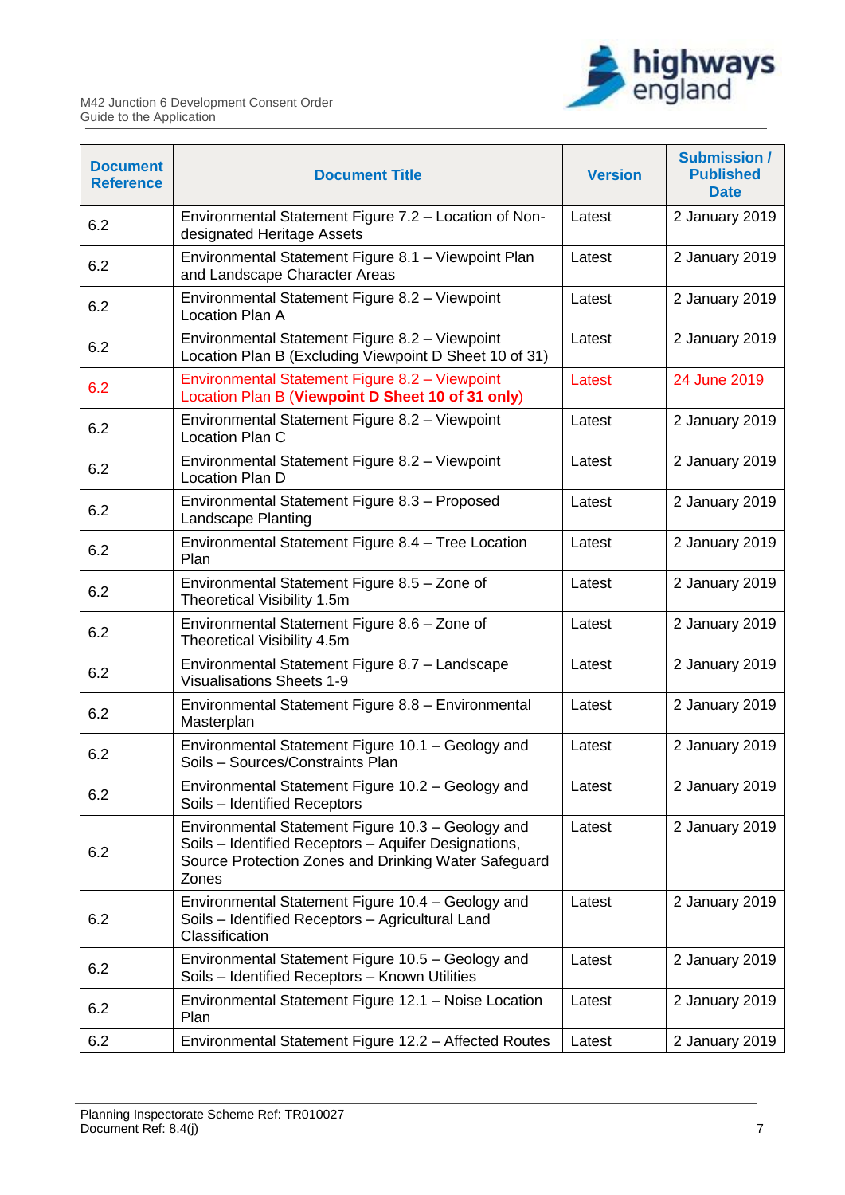| Document Reference | Document Title | Version | Submission / Published Date |
|---|---|---|---|
| 6.2 | Environmental Statement Figure 7.2 – Location of Non-designated Heritage Assets | Latest | 2 January 2019 |
| 6.2 | Environmental Statement Figure 8.1 – Viewpoint Plan and Landscape Character Areas | Latest | 2 January 2019 |
| 6.2 | Environmental Statement Figure 8.2 – Viewpoint Location Plan A | Latest | 2 January 2019 |
| 6.2 | Environmental Statement Figure 8.2 – Viewpoint Location Plan B (Excluding Viewpoint D Sheet 10 of 31) | Latest | 2 January 2019 |
| 6.2 | Environmental Statement Figure 8.2 – Viewpoint Location Plan B (**Viewpoint D Sheet 10 of 31 only**) | Latest | 24 June 2019 |
| 6.2 | Environmental Statement Figure 8.2 – Viewpoint Location Plan C | Latest | 2 January 2019 |
| 6.2 | Environmental Statement Figure 8.2 – Viewpoint Location Plan D | Latest | 2 January 2019 |
| 6.2 | Environmental Statement Figure 8.3 – Proposed Landscape Planting | Latest | 2 January 2019 |
| 6.2 | Environmental Statement Figure 8.4 – Tree Location Plan | Latest | 2 January 2019 |
| 6.2 | Environmental Statement Figure 8.5 – Zone of Theoretical Visibility 1.5m | Latest | 2 January 2019 |
| 6.2 | Environmental Statement Figure 8.6 – Zone of Theoretical Visibility 4.5m | Latest | 2 January 2019 |
| 6.2 | Environmental Statement Figure 8.7 – Landscape Visualisations Sheets 1-9 | Latest | 2 January 2019 |
| 6.2 | Environmental Statement Figure 8.8 – Environmental Masterplan | Latest | 2 January 2019 |
| 6.2 | Environmental Statement Figure 10.1 – Geology and Soils – Sources/Constraints Plan | Latest | 2 January 2019 |
| 6.2 | Environmental Statement Figure 10.2 – Geology and Soils – Identified Receptors | Latest | 2 January 2019 |
| 6.2 | Environmental Statement Figure 10.3 – Geology and Soils – Identified Receptors – Aquifer Designations, Source Protection Zones and Drinking Water Safeguard Zones | Latest | 2 January 2019 |
| 6.2 | Environmental Statement Figure 10.4 – Geology and Soils – Identified Receptors – Agricultural Land Classification | Latest | 2 January 2019 |
| 6.2 | Environmental Statement Figure 10.5 – Geology and Soils – Identified Receptors – Known Utilities | Latest | 2 January 2019 |
| 6.2 | Environmental Statement Figure 12.1 – Noise Location Plan | Latest | 2 January 2019 |
| 6.2 | Environmental Statement Figure 12.2 – Affected Routes | Latest | 2 January 2019 |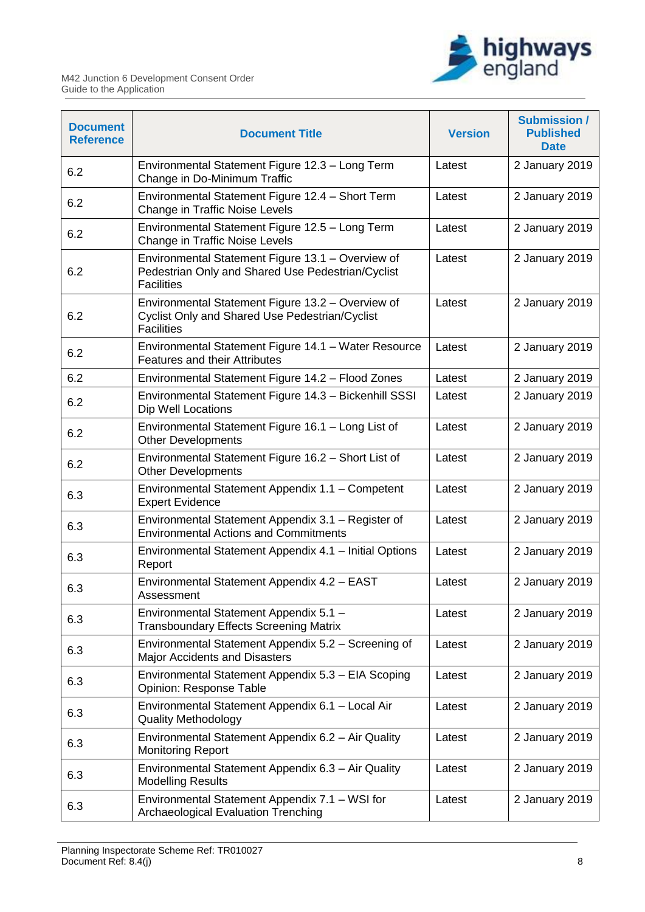| Document Reference | Document Title | Version | Submission / Published Date |
|---|---|---|---|
| 6.2 | Environmental Statement Figure 12.3 – Long Term Change in Do-Minimum Traffic | Latest | 2 January 2019 |
| 6.2 | Environmental Statement Figure 12.4 – Short Term Change in Traffic Noise Levels | Latest | 2 January 2019 |
| 6.2 | Environmental Statement Figure 12.5 – Long Term Change in Traffic Noise Levels | Latest | 2 January 2019 |
| 6.2 | Environmental Statement Figure 13.1 – Overview of Pedestrian Only and Shared Use Pedestrian/Cyclist Facilities | Latest | 2 January 2019 |
| 6.2 | Environmental Statement Figure 13.2 – Overview of Cyclist Only and Shared Use Pedestrian/Cyclist Facilities | Latest | 2 January 2019 |
| 6.2 | Environmental Statement Figure 14.1 – Water Resource Features and their Attributes | Latest | 2 January 2019 |
| 6.2 | Environmental Statement Figure 14.2 – Flood Zones | Latest | 2 January 2019 |
| 6.2 | Environmental Statement Figure 14.3 – Bickenhill SSSI Dip Well Locations | Latest | 2 January 2019 |
| 6.2 | Environmental Statement Figure 16.1 – Long List of Other Developments | Latest | 2 January 2019 |
| 6.2 | Environmental Statement Figure 16.2 – Short List of Other Developments | Latest | 2 January 2019 |
| 6.3 | Environmental Statement Appendix 1.1 – Competent Expert Evidence | Latest | 2 January 2019 |
| 6.3 | Environmental Statement Appendix 3.1 – Register of Environmental Actions and Commitments | Latest | 2 January 2019 |
| 6.3 | Environmental Statement Appendix 4.1 – Initial Options Report | Latest | 2 January 2019 |
| 6.3 | Environmental Statement Appendix 4.2 – EAST Assessment | Latest | 2 January 2019 |
| 6.3 | Environmental Statement Appendix 5.1 – Transboundary Effects Screening Matrix | Latest | 2 January 2019 |
| 6.3 | Environmental Statement Appendix 5.2 – Screening of Major Accidents and Disasters | Latest | 2 January 2019 |
| 6.3 | Environmental Statement Appendix 5.3 – EIA Scoping Opinion: Response Table | Latest | 2 January 2019 |
| 6.3 | Environmental Statement Appendix 6.1 – Local Air Quality Methodology | Latest | 2 January 2019 |
| 6.3 | Environmental Statement Appendix 6.2 – Air Quality Monitoring Report | Latest | 2 January 2019 |
| 6.3 | Environmental Statement Appendix 6.3 – Air Quality Modelling Results | Latest | 2 January 2019 |
| 6.3 | Environmental Statement Appendix 7.1 – WSI for Archaeological Evaluation Trenching | Latest | 2 January 2019 |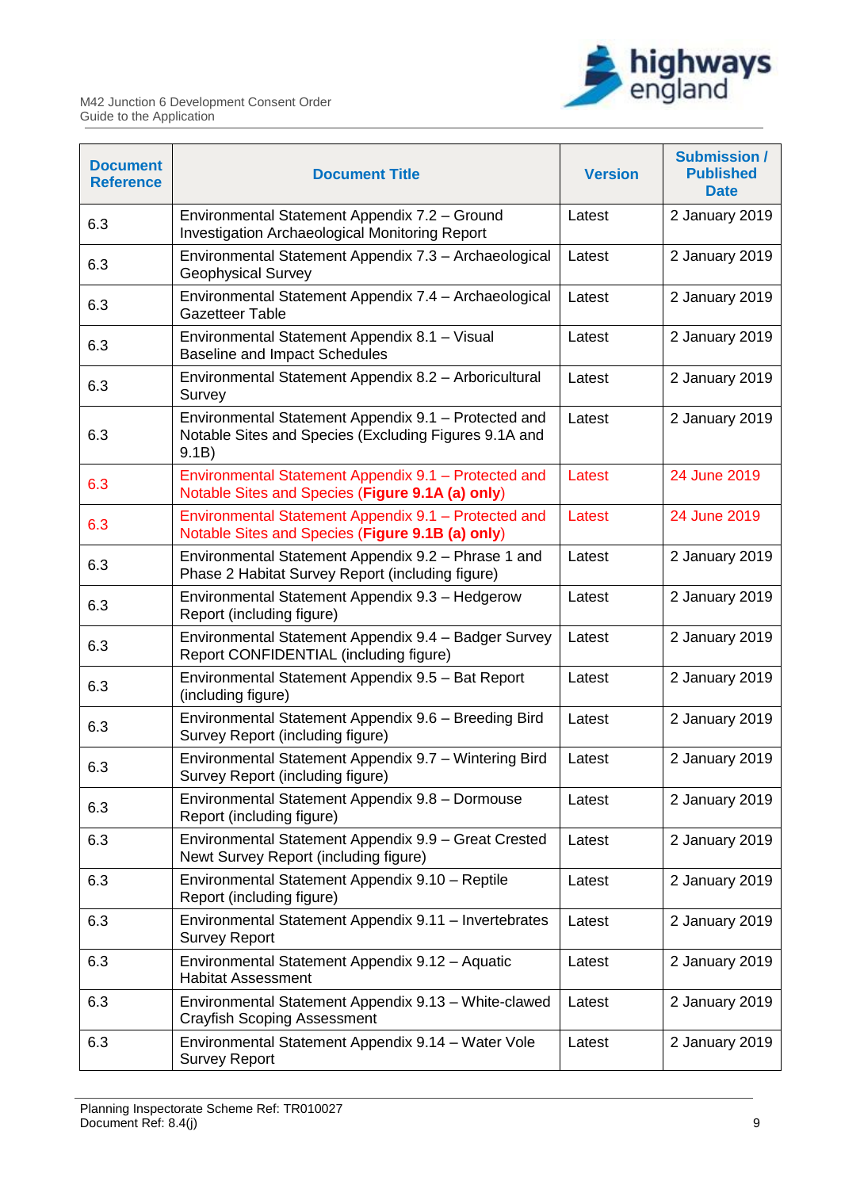| Document Reference | Document Title | Version | Submission / Published Date |
|---|---|---|---|
| 6.3 | Environmental Statement Appendix 7.2 – Ground Investigation Archaeological Monitoring Report | Latest | 2 January 2019 |
| 6.3 | Environmental Statement Appendix 7.3 – Archaeological Geophysical Survey | Latest | 2 January 2019 |
| 6.3 | Environmental Statement Appendix 7.4 – Archaeological Gazetteer Table | Latest | 2 January 2019 |
| 6.3 | Environmental Statement Appendix 8.1 – Visual Baseline and Impact Schedules | Latest | 2 January 2019 |
| 6.3 | Environmental Statement Appendix 8.2 – Arboricultural Survey | Latest | 2 January 2019 |
| 6.3 | Environmental Statement Appendix 9.1 – Protected and Notable Sites and Species (Excluding Figures 9.1A and 9.1B) | Latest | 2 January 2019 |
| 6.3 | Environmental Statement Appendix 9.1 – Protected and Notable Sites and Species (**Figure 9.1A (a) only**) | Latest | 24 June 2019 |
| 6.3 | Environmental Statement Appendix 9.1 – Protected and Notable Sites and Species (**Figure 9.1B (a) only**) | Latest | 24 June 2019 |
| 6.3 | Environmental Statement Appendix 9.2 – Phrase 1 and Phase 2 Habitat Survey Report (including figure) | Latest | 2 January 2019 |
| 6.3 | Environmental Statement Appendix 9.3 – Hedgerow Report (including figure) | Latest | 2 January 2019 |
| 6.3 | Environmental Statement Appendix 9.4 – Badger Survey Report CONFIDENTIAL (including figure) | Latest | 2 January 2019 |
| 6.3 | Environmental Statement Appendix 9.5 – Bat Report (including figure) | Latest | 2 January 2019 |
| 6.3 | Environmental Statement Appendix 9.6 – Breeding Bird Survey Report (including figure) | Latest | 2 January 2019 |
| 6.3 | Environmental Statement Appendix 9.7 – Wintering Bird Survey Report (including figure) | Latest | 2 January 2019 |
| 6.3 | Environmental Statement Appendix 9.8 – Dormouse Report (including figure) | Latest | 2 January 2019 |
| 6.3 | Environmental Statement Appendix 9.9 – Great Crested Newt Survey Report (including figure) | Latest | 2 January 2019 |
| 6.3 | Environmental Statement Appendix 9.10 – Reptile Report (including figure) | Latest | 2 January 2019 |
| 6.3 | Environmental Statement Appendix 9.11 – Invertebrates Survey Report | Latest | 2 January 2019 |
| 6.3 | Environmental Statement Appendix 9.12 – Aquatic Habitat Assessment | Latest | 2 January 2019 |
| 6.3 | Environmental Statement Appendix 9.13 – White-clawed Crayfish Scoping Assessment | Latest | 2 January 2019 |
| 6.3 | Environmental Statement Appendix 9.14 – Water Vole Survey Report | Latest | 2 January 2019 |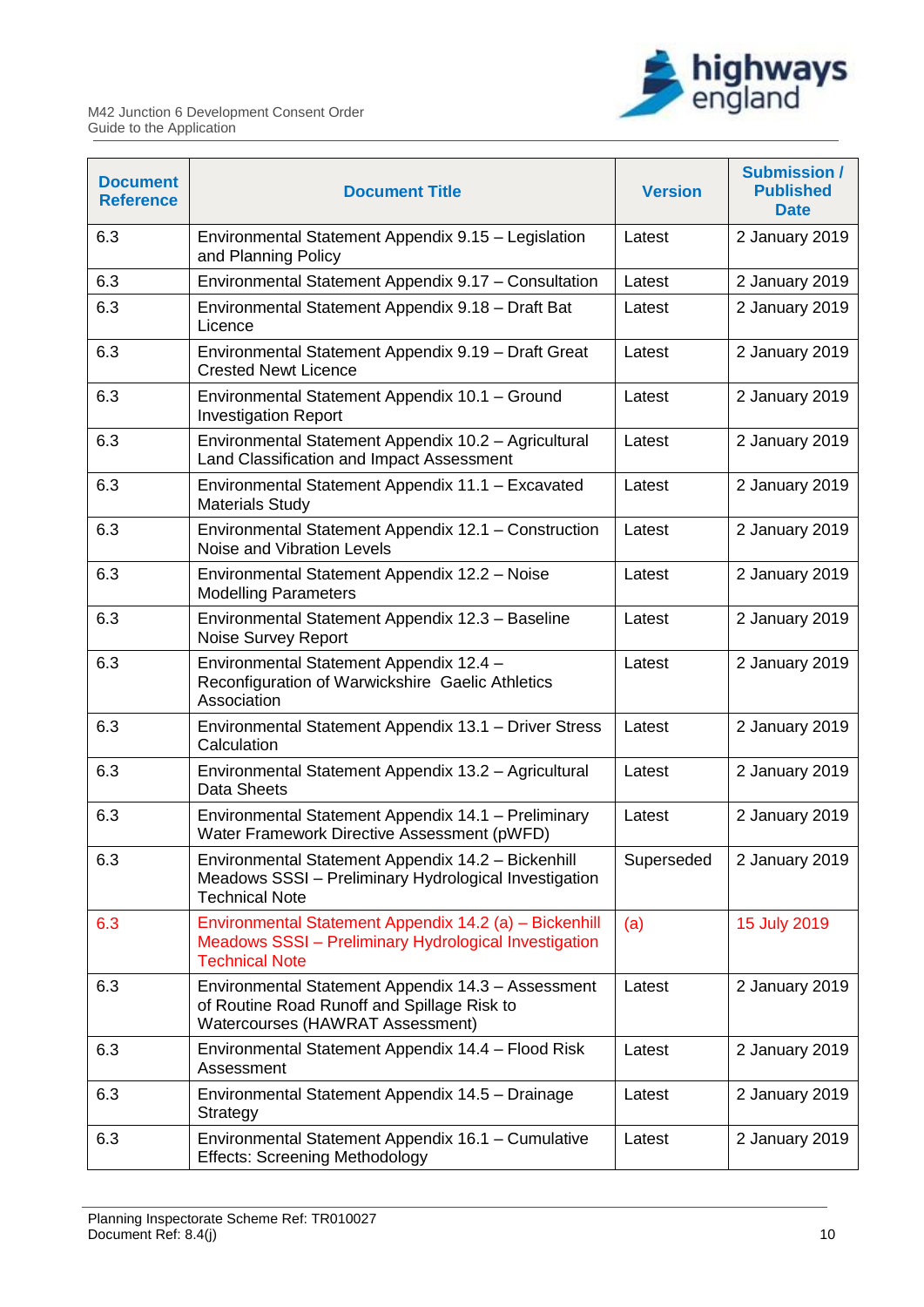| Document Reference | Document Title | Version | Submission / Published Date |
|---|---|---|---|
| 6.3 | Environmental Statement Appendix 9.15 – Legislation and Planning Policy | Latest | 2 January 2019 |
| 6.3 | Environmental Statement Appendix 9.17 – Consultation | Latest | 2 January 2019 |
| 6.3 | Environmental Statement Appendix 9.18 – Draft Bat Licence | Latest | 2 January 2019 |
| 6.3 | Environmental Statement Appendix 9.19 – Draft Great Crested Newt Licence | Latest | 2 January 2019 |
| 6.3 | Environmental Statement Appendix 10.1 – Ground Investigation Report | Latest | 2 January 2019 |
| 6.3 | Environmental Statement Appendix 10.2 – Agricultural Land Classification and Impact Assessment | Latest | 2 January 2019 |
| 6.3 | Environmental Statement Appendix 11.1 – Excavated Materials Study | Latest | 2 January 2019 |
| 6.3 | Environmental Statement Appendix 12.1 – Construction Noise and Vibration Levels | Latest | 2 January 2019 |
| 6.3 | Environmental Statement Appendix 12.2 – Noise Modelling Parameters | Latest | 2 January 2019 |
| 6.3 | Environmental Statement Appendix 12.3 – Baseline Noise Survey Report | Latest | 2 January 2019 |
| 6.3 | Environmental Statement Appendix 12.4 – Reconfiguration of Warwickshire Gaelic Athletics Association | Latest | 2 January 2019 |
| 6.3 | Environmental Statement Appendix 13.1 – Driver Stress Calculation | Latest | 2 January 2019 |
| 6.3 | Environmental Statement Appendix 13.2 – Agricultural Data Sheets | Latest | 2 January 2019 |
| 6.3 | Environmental Statement Appendix 14.1 – Preliminary Water Framework Directive Assessment (pWFD) | Latest | 2 January 2019 |
| 6.3 | Environmental Statement Appendix 14.2 – Bickenhill Meadows SSSI – Preliminary Hydrological Investigation Technical Note | Superseded | 2 January 2019 |
| 6.3 | Environmental Statement Appendix 14.2 (a) – Bickenhill Meadows SSSI – Preliminary Hydrological Investigation Technical Note | (a) | 15 July 2019 |
| 6.3 | Environmental Statement Appendix 14.3 – Assessment of Routine Road Runoff and Spillage Risk to Watercourses (HAWRAT Assessment) | Latest | 2 January 2019 |
| 6.3 | Environmental Statement Appendix 14.4 – Flood Risk Assessment | Latest | 2 January 2019 |
| 6.3 | Environmental Statement Appendix 14.5 – Drainage Strategy | Latest | 2 January 2019 |
| 6.3 | Environmental Statement Appendix 16.1 – Cumulative Effects: Screening Methodology | Latest | 2 January 2019 |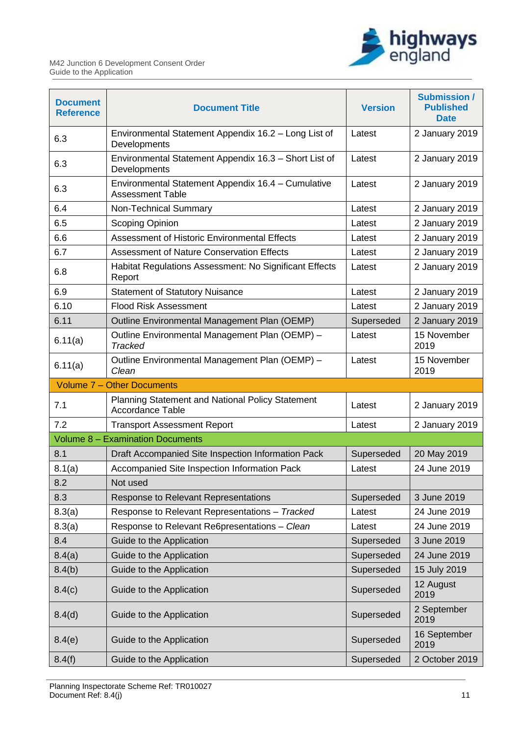| Document Reference | Document Title | Version | Submission / Published Date |
|---|---|---|---|
| 6.3 | Environmental Statement Appendix 16.2 – Long List of Developments | Latest | 2 January 2019 |
| 6.3 | Environmental Statement Appendix 16.3 – Short List of Developments | Latest | 2 January 2019 |
| 6.3 | Environmental Statement Appendix 16.4 – Cumulative Assessment Table | Latest | 2 January 2019 |
| 6.4 | Non-Technical Summary | Latest | 2 January 2019 |
| 6.5 | Scoping Opinion | Latest | 2 January 2019 |
| 6.6 | Assessment of Historic Environmental Effects | Latest | 2 January 2019 |
| 6.7 | Assessment of Nature Conservation Effects | Latest | 2 January 2019 |
| 6.8 | Habitat Regulations Assessment: No Significant Effects Report | Latest | 2 January 2019 |
| 6.9 | Statement of Statutory Nuisance | Latest | 2 January 2019 |
| 6.10 | Flood Risk Assessment | Latest | 2 January 2019 |
| 6.11 | Outline Environmental Management Plan (OEMP) | Superseded | 2 January 2019 |
| 6.11(a) | Outline Environmental Management Plan (OEMP) – *Tracked* | Latest | 15 November 2019 |
| 6.11(a) | Outline Environmental Management Plan (OEMP) – *Clean* | Latest | 15 November 2019 |
| Volume 7 – Other Documents | | | |
| 7.1 | Planning Statement and National Policy Statement Accordance Table | Latest | 2 January 2019 |
| 7.2 | Transport Assessment Report | Latest | 2 January 2019 |
| Volume 8 – Examination Documents | | | |
| 8.1 | Draft Accompanied Site Inspection Information Pack | Superseded | 20 May 2019 |
| 8.1(a) | Accompanied Site Inspection Information Pack | Latest | 24 June 2019 |
| 8.2 | Not used | | |
| 8.3 | Response to Relevant Representations | Superseded | 3 June 2019 |
| 8.3(a) | Response to Relevant Representations – *Tracked* | Latest | 24 June 2019 |
| 8.3(a) | Response to Relevant Re6presentations – *Clean* | Latest | 24 June 2019 |
| 8.4 | Guide to the Application | Superseded | 3 June 2019 |
| 8.4(a) | Guide to the Application | Superseded | 24 June 2019 |
| 8.4(b) | Guide to the Application | Superseded | 15 July 2019 |
| 8.4(c) | Guide to the Application | Superseded | 12 August 2019 |
| 8.4(d) | Guide to the Application | Superseded | 2 September 2019 |
| 8.4(e) | Guide to the Application | Superseded | 16 September 2019 |
| 8.4(f) | Guide to the Application | Superseded | 2 October 2019 |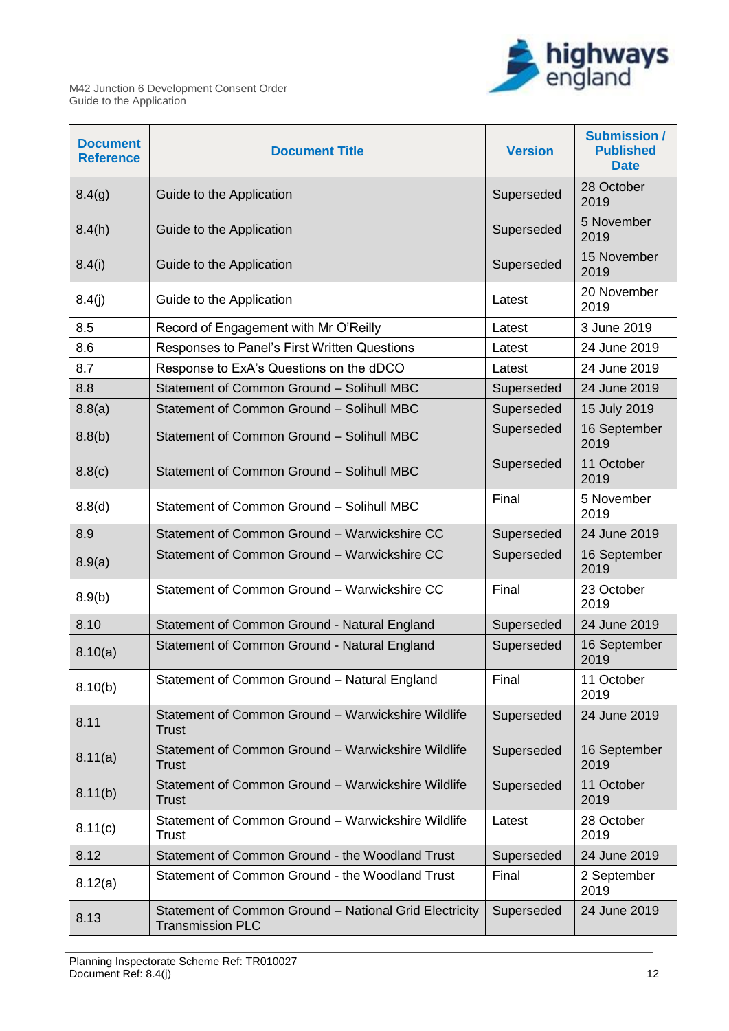| Document Reference | Document Title | Version | Submission / Published Date |
|---|---|---|---|
| 8.4(g) | Guide to the Application | Superseded | 28 October 2019 |
| 8.4(h) | Guide to the Application | Superseded | 5 November 2019 |
| 8.4(i) | Guide to the Application | Superseded | 15 November 2019 |
| 8.4(j) | Guide to the Application | Latest | 20 November 2019 |
| 8.5 | Record of Engagement with Mr O'Reilly | Latest | 3 June 2019 |
| 8.6 | Responses to Panel's First Written Questions | Latest | 24 June 2019 |
| 8.7 | Response to ExA's Questions on the dDCO | Latest | 24 June 2019 |
| 8.8 | Statement of Common Ground – Solihull MBC | Superseded | 24 June 2019 |
| 8.8(a) | Statement of Common Ground – Solihull MBC | Superseded | 15 July 2019 |
| 8.8(b) | Statement of Common Ground – Solihull MBC | Superseded | 16 September 2019 |
| 8.8(c) | Statement of Common Ground – Solihull MBC | Superseded | 11 October 2019 |
| 8.8(d) | Statement of Common Ground – Solihull MBC | Final | 5 November 2019 |
| 8.9 | Statement of Common Ground – Warwickshire CC | Superseded | 24 June 2019 |
| 8.9(a) | Statement of Common Ground – Warwickshire CC | Superseded | 16 September 2019 |
| 8.9(b) | Statement of Common Ground – Warwickshire CC | Final | 23 October 2019 |
| 8.10 | Statement of Common Ground - Natural England | Superseded | 24 June 2019 |
| 8.10(a) | Statement of Common Ground - Natural England | Superseded | 16 September 2019 |
| 8.10(b) | Statement of Common Ground – Natural England | Final | 11 October 2019 |
| 8.11 | Statement of Common Ground – Warwickshire Wildlife Trust | Superseded | 24 June 2019 |
| 8.11(a) | Statement of Common Ground – Warwickshire Wildlife Trust | Superseded | 16 September 2019 |
| 8.11(b) | Statement of Common Ground – Warwickshire Wildlife Trust | Superseded | 11 October 2019 |
| 8.11(c) | Statement of Common Ground – Warwickshire Wildlife Trust | Latest | 28 October 2019 |
| 8.12 | Statement of Common Ground - the Woodland Trust | Superseded | 24 June 2019 |
| 8.12(a) | Statement of Common Ground - the Woodland Trust | Final | 2 September 2019 |
| 8.13 | Statement of Common Ground – National Grid Electricity Transmission PLC | Superseded | 24 June 2019 |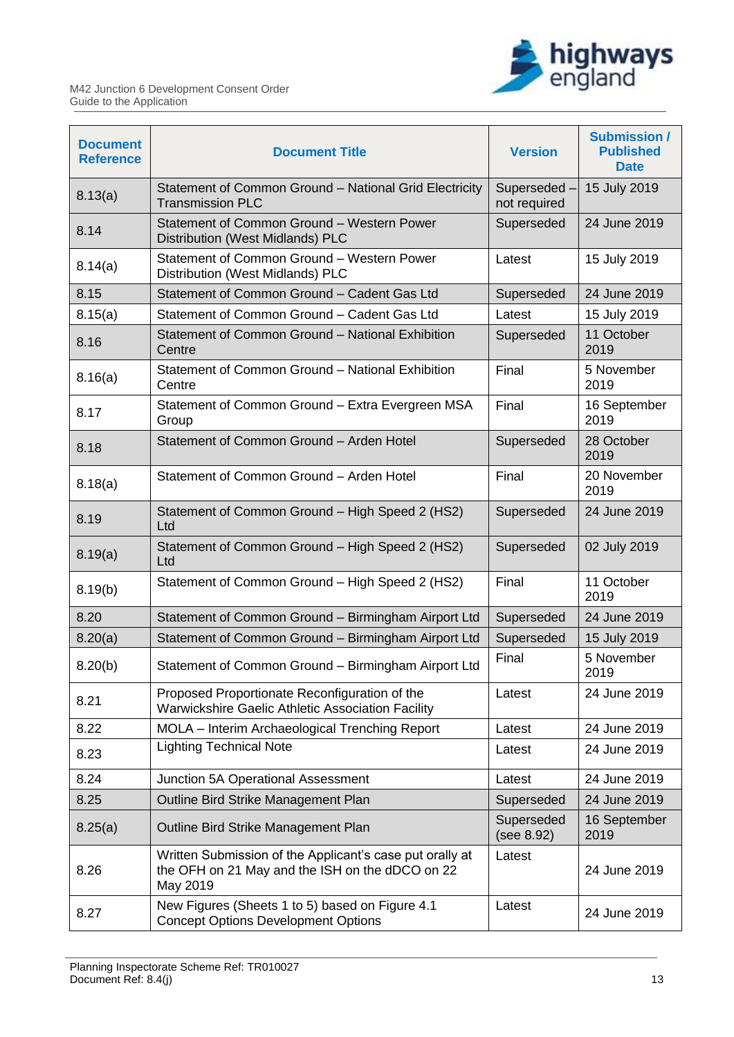| Document Reference | Document Title | Version | Submission / Published Date |
|---|---|---|---|
| 8.13(a) | Statement of Common Ground – National Grid Electricity Transmission PLC | Superseded – not required | 15 July 2019 |
| 8.14 | Statement of Common Ground – Western Power Distribution (West Midlands) PLC | Superseded | 24 June 2019 |
| 8.14(a) | Statement of Common Ground – Western Power Distribution (West Midlands) PLC | Latest | 15 July 2019 |
| 8.15 | Statement of Common Ground – Cadent Gas Ltd | Superseded | 24 June 2019 |
| 8.15(a) | Statement of Common Ground – Cadent Gas Ltd | Latest | 15 July 2019 |
| 8.16 | Statement of Common Ground – National Exhibition Centre | Superseded | 11 October 2019 |
| 8.16(a) | Statement of Common Ground – National Exhibition Centre | Final | 5 November 2019 |
| 8.17 | Statement of Common Ground – Extra Evergreen MSA Group | Final | 16 September 2019 |
| 8.18 | Statement of Common Ground – Arden Hotel | Superseded | 28 October 2019 |
| 8.18(a) | Statement of Common Ground – Arden Hotel | Final | 20 November 2019 |
| 8.19 | Statement of Common Ground – High Speed 2 (HS2) Ltd | Superseded | 24 June 2019 |
| 8.19(a) | Statement of Common Ground – High Speed 2 (HS2) Ltd | Superseded | 02 July 2019 |
| 8.19(b) | Statement of Common Ground – High Speed 2 (HS2) | Final | 11 October 2019 |
| 8.20 | Statement of Common Ground – Birmingham Airport Ltd | Superseded | 24 June 2019 |
| 8.20(a) | Statement of Common Ground – Birmingham Airport Ltd | Superseded | 15 July 2019 |
| 8.20(b) | Statement of Common Ground – Birmingham Airport Ltd | Final | 5 November 2019 |
| 8.21 | Proposed Proportionate Reconfiguration of the Warwickshire Gaelic Athletic Association Facility | Latest | 24 June 2019 |
| 8.22 | MOLA – Interim Archaeological Trenching Report | Latest | 24 June 2019 |
| 8.23 | Lighting Technical Note | Latest | 24 June 2019 |
| 8.24 | Junction 5A Operational Assessment | Latest | 24 June 2019 |
| 8.25 | Outline Bird Strike Management Plan | Superseded | 24 June 2019 |
| 8.25(a) | Outline Bird Strike Management Plan | Superseded (see 8.92) | 16 September 2019 |
| 8.26 | Written Submission of the Applicant's case put orally at the OFH on 21 May and the ISH on the dDCO on 22 May 2019 | Latest | 24 June 2019 |
| 8.27 | New Figures (Sheets 1 to 5) based on Figure 4.1 Concept Options Development Options | Latest | 24 June 2019 |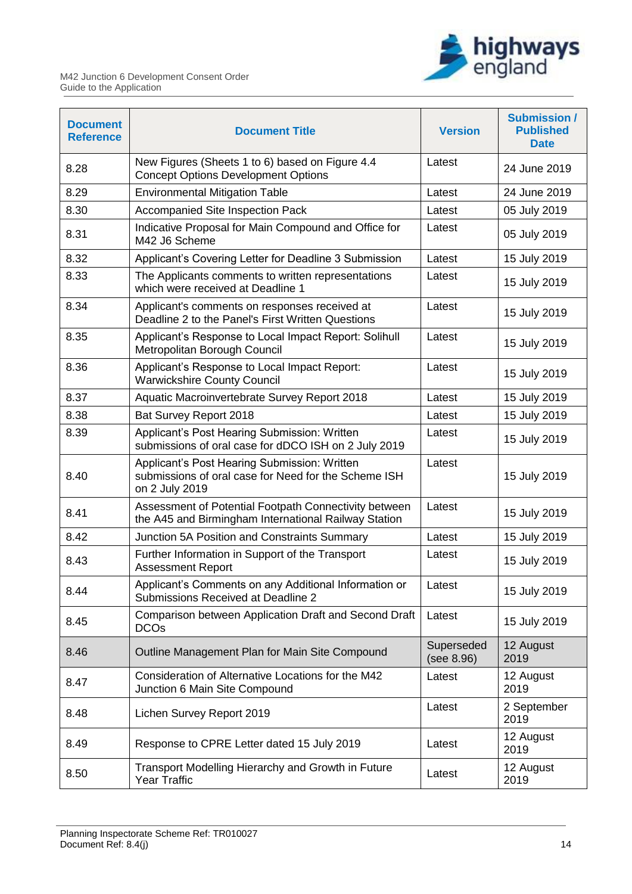| Document Reference | Document Title | Version | Submission / Published Date |
|---|---|---|---|
| 8.28 | New Figures (Sheets 1 to 6) based on Figure 4.4 Concept Options Development Options | Latest | 24 June 2019 |
| 8.29 | Environmental Mitigation Table | Latest | 24 June 2019 |
| 8.30 | Accompanied Site Inspection Pack | Latest | 05 July 2019 |
| 8.31 | Indicative Proposal for Main Compound and Office for M42 J6 Scheme | Latest | 05 July 2019 |
| 8.32 | Applicant's Covering Letter for Deadline 3 Submission | Latest | 15 July 2019 |
| 8.33 | The Applicants comments to written representations which were received at Deadline 1 | Latest | 15 July 2019 |
| 8.34 | Applicant's comments on responses received at Deadline 2 to the Panel's First Written Questions | Latest | 15 July 2019 |
| 8.35 | Applicant's Response to Local Impact Report: Solihull Metropolitan Borough Council | Latest | 15 July 2019 |
| 8.36 | Applicant's Response to Local Impact Report: Warwickshire County Council | Latest | 15 July 2019 |
| 8.37 | Aquatic Macroinvertebrate Survey Report 2018 | Latest | 15 July 2019 |
| 8.38 | Bat Survey Report 2018 | Latest | 15 July 2019 |
| 8.39 | Applicant's Post Hearing Submission: Written submissions of oral case for dDCO ISH on 2 July 2019 | Latest | 15 July 2019 |
| 8.40 | Applicant's Post Hearing Submission: Written submissions of oral case for Need for the Scheme ISH on 2 July 2019 | Latest | 15 July 2019 |
| 8.41 | Assessment of Potential Footpath Connectivity between the A45 and Birmingham International Railway Station | Latest | 15 July 2019 |
| 8.42 | Junction 5A Position and Constraints Summary | Latest | 15 July 2019 |
| 8.43 | Further Information in Support of the Transport Assessment Report | Latest | 15 July 2019 |
| 8.44 | Applicant's Comments on any Additional Information or Submissions Received at Deadline 2 | Latest | 15 July 2019 |
| 8.45 | Comparison between Application Draft and Second Draft DCOs | Latest | 15 July 2019 |
| 8.46 | Outline Management Plan for Main Site Compound | Superseded (see 8.96) | 12 August 2019 |
| 8.47 | Consideration of Alternative Locations for the M42 Junction 6 Main Site Compound | Latest | 12 August 2019 |
| 8.48 | Lichen Survey Report 2019 | Latest | 2 September 2019 |
| 8.49 | Response to CPRE Letter dated 15 July 2019 | Latest | 12 August 2019 |
| 8.50 | Transport Modelling Hierarchy and Growth in Future Year Traffic | Latest | 12 August 2019 |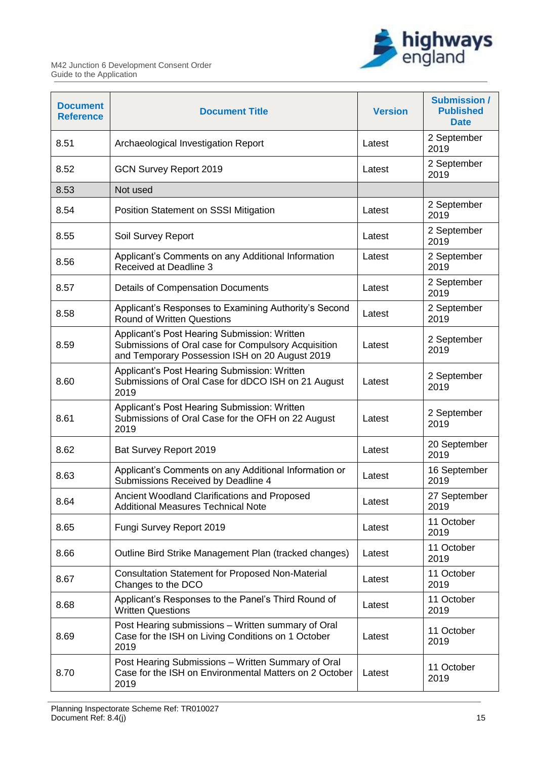| Document Reference | Document Title | Version | Submission / Published Date |
|---|---|---|---|
| 8.51 | Archaeological Investigation Report | Latest | 2 September 2019 |
| 8.52 | GCN Survey Report 2019 | Latest | 2 September 2019 |
| 8.53 | Not used | | |
| 8.54 | Position Statement on SSSI Mitigation | Latest | 2 September 2019 |
| 8.55 | Soil Survey Report | Latest | 2 September 2019 |
| 8.56 | Applicant's Comments on any Additional Information Received at Deadline 3 | Latest | 2 September 2019 |
| 8.57 | Details of Compensation Documents | Latest | 2 September 2019 |
| 8.58 | Applicant's Responses to Examining Authority's Second Round of Written Questions | Latest | 2 September 2019 |
| 8.59 | Applicant's Post Hearing Submission: Written Submissions of Oral case for Compulsory Acquisition and Temporary Possession ISH on 20 August 2019 | Latest | 2 September 2019 |
| 8.60 | Applicant's Post Hearing Submission: Written Submissions of Oral Case for dDCO ISH on 21 August 2019 | Latest | 2 September 2019 |
| 8.61 | Applicant's Post Hearing Submission: Written Submissions of Oral Case for the OFH on 22 August 2019 | Latest | 2 September 2019 |
| 8.62 | Bat Survey Report 2019 | Latest | 20 September 2019 |
| 8.63 | Applicant's Comments on any Additional Information or Submissions Received by Deadline 4 | Latest | 16 September 2019 |
| 8.64 | Ancient Woodland Clarifications and Proposed Additional Measures Technical Note | Latest | 27 September 2019 |
| 8.65 | Fungi Survey Report 2019 | Latest | 11 October 2019 |
| 8.66 | Outline Bird Strike Management Plan (tracked changes) | Latest | 11 October 2019 |
| 8.67 | Consultation Statement for Proposed Non-Material Changes to the DCO | Latest | 11 October 2019 |
| 8.68 | Applicant's Responses to the Panel's Third Round of Written Questions | Latest | 11 October 2019 |
| 8.69 | Post Hearing submissions – Written summary of Oral Case for the ISH on Living Conditions on 1 October 2019 | Latest | 11 October 2019 |
| 8.70 | Post Hearing Submissions – Written Summary of Oral Case for the ISH on Environmental Matters on 2 October 2019 | Latest | 11 October 2019 |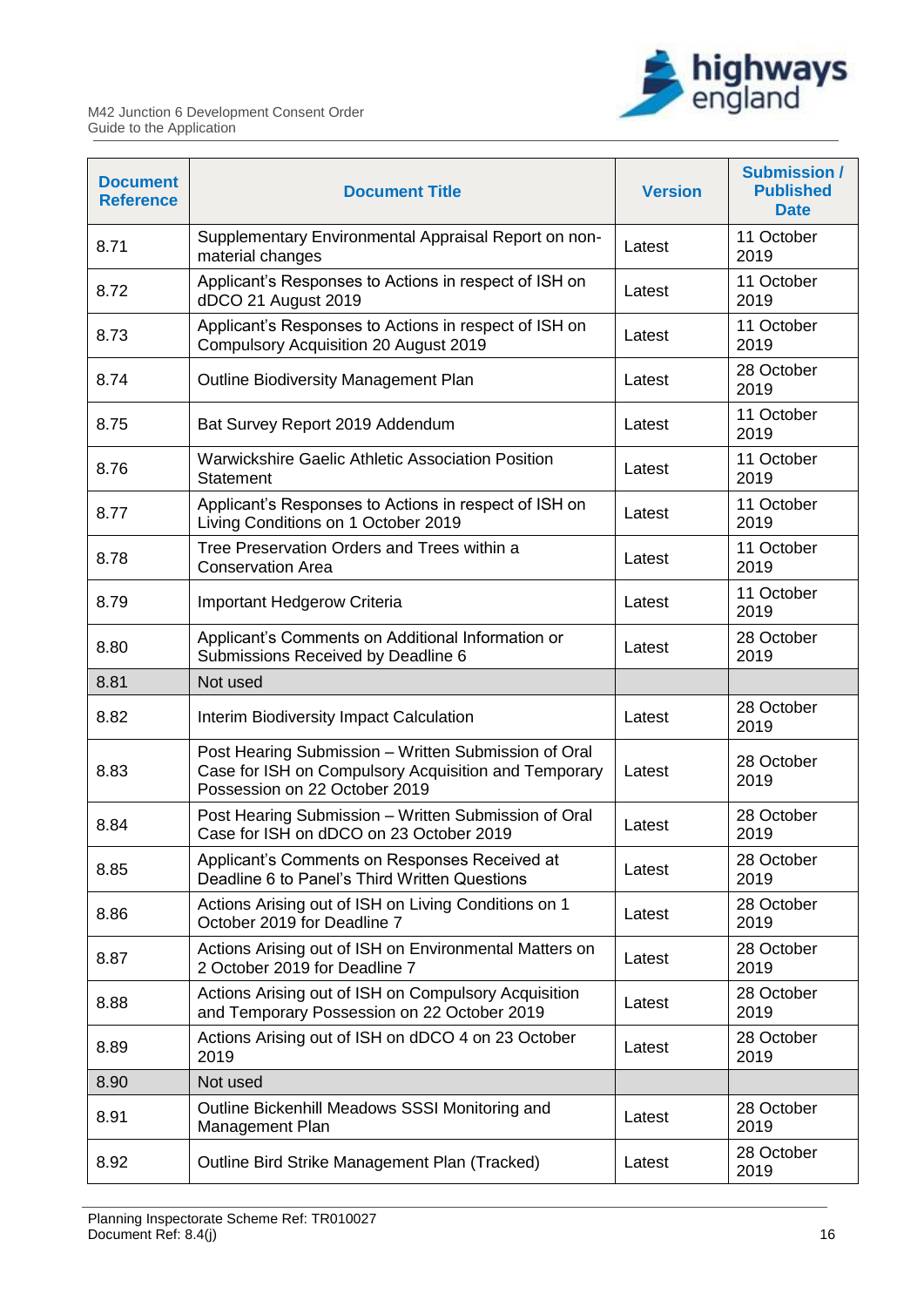| Document Reference | Document Title | Version | Submission / Published Date |
|---|---|---|---|
| 8.71 | Supplementary Environmental Appraisal Report on non-material changes | Latest | 11 October 2019 |
| 8.72 | Applicant's Responses to Actions in respect of ISH on dDCO 21 August 2019 | Latest | 11 October 2019 |
| 8.73 | Applicant's Responses to Actions in respect of ISH on Compulsory Acquisition 20 August 2019 | Latest | 11 October 2019 |
| 8.74 | Outline Biodiversity Management Plan | Latest | 28 October 2019 |
| 8.75 | Bat Survey Report 2019 Addendum | Latest | 11 October 2019 |
| 8.76 | Warwickshire Gaelic Athletic Association Position Statement | Latest | 11 October 2019 |
| 8.77 | Applicant's Responses to Actions in respect of ISH on Living Conditions on 1 October 2019 | Latest | 11 October 2019 |
| 8.78 | Tree Preservation Orders and Trees within a Conservation Area | Latest | 11 October 2019 |
| 8.79 | Important Hedgerow Criteria | Latest | 11 October 2019 |
| 8.80 | Applicant's Comments on Additional Information or Submissions Received by Deadline 6 | Latest | 28 October 2019 |
| 8.81 | Not used | | |
| 8.82 | Interim Biodiversity Impact Calculation | Latest | 28 October 2019 |
| 8.83 | Post Hearing Submission – Written Submission of Oral Case for ISH on Compulsory Acquisition and Temporary Possession on 22 October 2019 | Latest | 28 October 2019 |
| 8.84 | Post Hearing Submission – Written Submission of Oral Case for ISH on dDCO on 23 October 2019 | Latest | 28 October 2019 |
| 8.85 | Applicant's Comments on Responses Received at Deadline 6 to Panel's Third Written Questions | Latest | 28 October 2019 |
| 8.86 | Actions Arising out of ISH on Living Conditions on 1 October 2019 for Deadline 7 | Latest | 28 October 2019 |
| 8.87 | Actions Arising out of ISH on Environmental Matters on 2 October 2019 for Deadline 7 | Latest | 28 October 2019 |
| 8.88 | Actions Arising out of ISH on Compulsory Acquisition and Temporary Possession on 22 October 2019 | Latest | 28 October 2019 |
| 8.89 | Actions Arising out of ISH on dDCO 4 on 23 October 2019 | Latest | 28 October 2019 |
| 8.90 | Not used | | |
| 8.91 | Outline Bickenhill Meadows SSSI Monitoring and Management Plan | Latest | 28 October 2019 |
| 8.92 | Outline Bird Strike Management Plan (Tracked) | Latest | 28 October 2019 |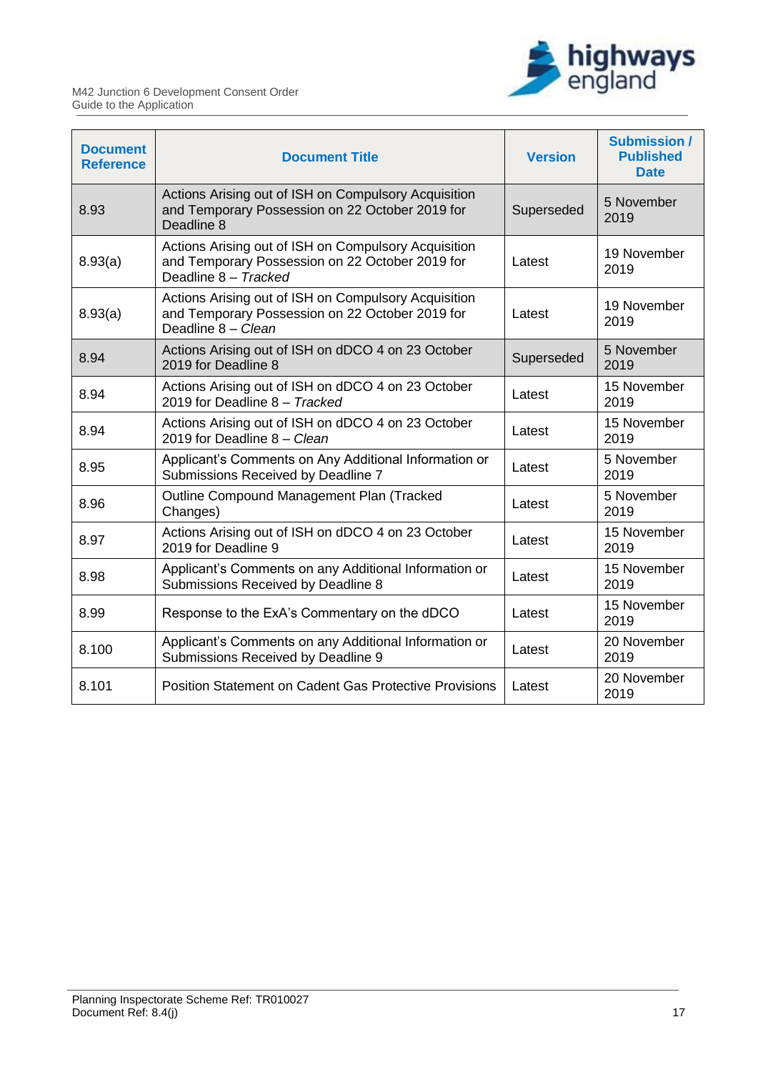| Document Reference | Document Title | Version | Submission / Published Date |
|---|---|---|---|
| 8.93 | Actions Arising out of ISH on Compulsory Acquisition and Temporary Possession on 22 October 2019 for Deadline 8 | Superseded | 5 November 2019 |
| 8.93(a) | Actions Arising out of ISH on Compulsory Acquisition and Temporary Possession on 22 October 2019 for Deadline 8 – *Tracked* | Latest | 19 November 2019 |
| 8.93(a) | Actions Arising out of ISH on Compulsory Acquisition and Temporary Possession on 22 October 2019 for Deadline 8 – *Clean* | Latest | 19 November 2019 |
| 8.94 | Actions Arising out of ISH on dDCO 4 on 23 October 2019 for Deadline 8 | Superseded | 5 November 2019 |
| 8.94 | Actions Arising out of ISH on dDCO 4 on 23 October 2019 for Deadline 8 – *Tracked* | Latest | 15 November 2019 |
| 8.94 | Actions Arising out of ISH on dDCO 4 on 23 October 2019 for Deadline 8 – *Clean* | Latest | 15 November 2019 |
| 8.95 | Applicant's Comments on Any Additional Information or Submissions Received by Deadline 7 | Latest | 5 November 2019 |
| 8.96 | Outline Compound Management Plan (Tracked Changes) | Latest | 5 November 2019 |
| 8.97 | Actions Arising out of ISH on dDCO 4 on 23 October 2019 for Deadline 9 | Latest | 15 November 2019 |
| 8.98 | Applicant's Comments on any Additional Information or Submissions Received by Deadline 8 | Latest | 15 November 2019 |
| 8.99 | Response to the ExA's Commentary on the dDCO | Latest | 15 November 2019 |
| 8.100 | Applicant's Comments on any Additional Information or Submissions Received by Deadline 9 | Latest | 20 November 2019 |
| 8.101 | Position Statement on Cadent Gas Protective Provisions | Latest | 20 November 2019 |